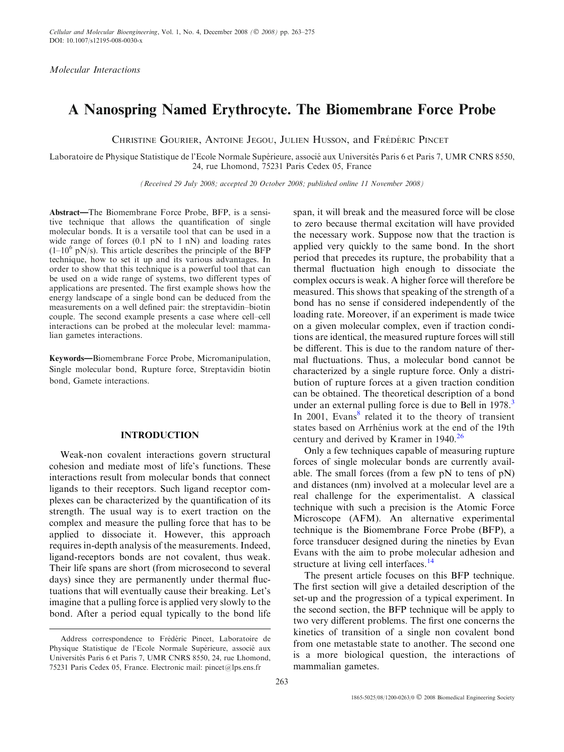*Molecular Interactions*

# A Nanospring Named Erythrocyte. The Biomembrane Force Probe

CHRISTINE GOURIER, ANTOINE JEGOU, JULIEN HUSSON, and FRÉDÉRIC PINCET

Laboratoire de Physique Statistique de l'Ecole Normale Supérieure, associé aux Universités Paris 6 et Paris 7, UMR CNRS 8550, 24, rue Lhomond, 75231 Paris Cedex 05, France

*(Received 29 July 2008; accepted 20 October 2008; published online 11 November 2008)*

**Abstract**—The Biomembrane Force Probe, BFP, is a sensitive technique that allows the quantification of single molecular bonds. It is a versatile tool that can be used in a wide range of forces (0.1 pN to 1 nN) and loading rates ($1$–$10^6$ pN/s). This article describes the principle of the BFP technique, how to set it up and its various advantages. In order to show that this technique is a powerful tool that can be used on a wide range of systems, two different types of applications are presented. The first example shows how the energy landscape of a single bond can be deduced from the measurements on a well defined pair: the streptavidin–biotin couple. The second example presents a case where cell–cell interactions can be probed at the molecular level: mammalian gametes interactions.

**Keywords**—Biomembrane Force Probe, Micromanipulation, Single molecular bond, Rupture force, Streptavidin biotin bond, Gamete interactions.

## INTRODUCTION

Weak-non covalent interactions govern structural cohesion and mediate most of life's functions. These interactions result from molecular bonds that connect ligands to their receptors. Such ligand receptor complexes can be characterized by the quantification of its strength. The usual way is to exert traction on the complex and measure the pulling force that has to be applied to dissociate it. However, this approach requires in-depth analysis of the measurements. Indeed, ligand-receptors bonds are not covalent, thus weak. Their life spans are short (from microsecond to several days) since they are permanently under thermal fluctuations that will eventually cause their breaking. Let's imagine that a pulling force is applied very slowly to the bond. After a period equal typically to the bond life span, it will break and the measured force will be close to zero because thermal excitation will have provided the necessary work. Suppose now that the traction is applied very quickly to the same bond. In the short period that precedes its rupture, the probability that a thermal fluctuation high enough to dissociate the complex occurs is weak. A higher force will therefore be measured. This shows that speaking of the strength of a bond has no sense if considered independently of the loading rate. Moreover, if an experiment is made twice on a given molecular complex, even if traction conditions are identical, the measured rupture forces will still be different. This is due to the random nature of thermal fluctuations. Thus, a molecular bond cannot be characterized by a single rupture force. Only a distribution of rupture forces at a given traction condition can be obtained. The theoretical description of a bond under an external pulling force is due to Bell in 1978.[3] In 2001, Evans[8] related it to the theory of transient states based on Arrhénius work at the end of the 19th century and derived by Kramer in 1940.[26]

Only a few techniques capable of measuring rupture forces of single molecular bonds are currently available. The small forces (from a few pN to tens of pN) and distances (nm) involved at a molecular level are a real challenge for the experimentalist. A classical technique with such a precision is the Atomic Force Microscope (AFM). An alternative experimental technique is the Biomembrane Force Probe (BFP), a force transducer designed during the nineties by Evan Evans with the aim to probe molecular adhesion and structure at living cell interfaces.[14]

The present article focuses on this BFP technique. The first section will give a detailed description of the set-up and the progression of a typical experiment. In the second section, the BFP technique will be apply to two very different problems. The first one concerns the kinetics of transition of a single non covalent bond from one metastable state to another. The second one is a more biological question, the interactions of mammalian gametes.

Address correspondence to Frédéric Pincet, Laboratoire de Physique Statistique de l'Ecole Normale Supérieure, associé aux Universités Paris 6 et Paris 7, UMR CNRS 8550, 24, rue Lhomond, 75231 Paris Cedex 05, France. Electronic mail: pincet@lps.ens.fr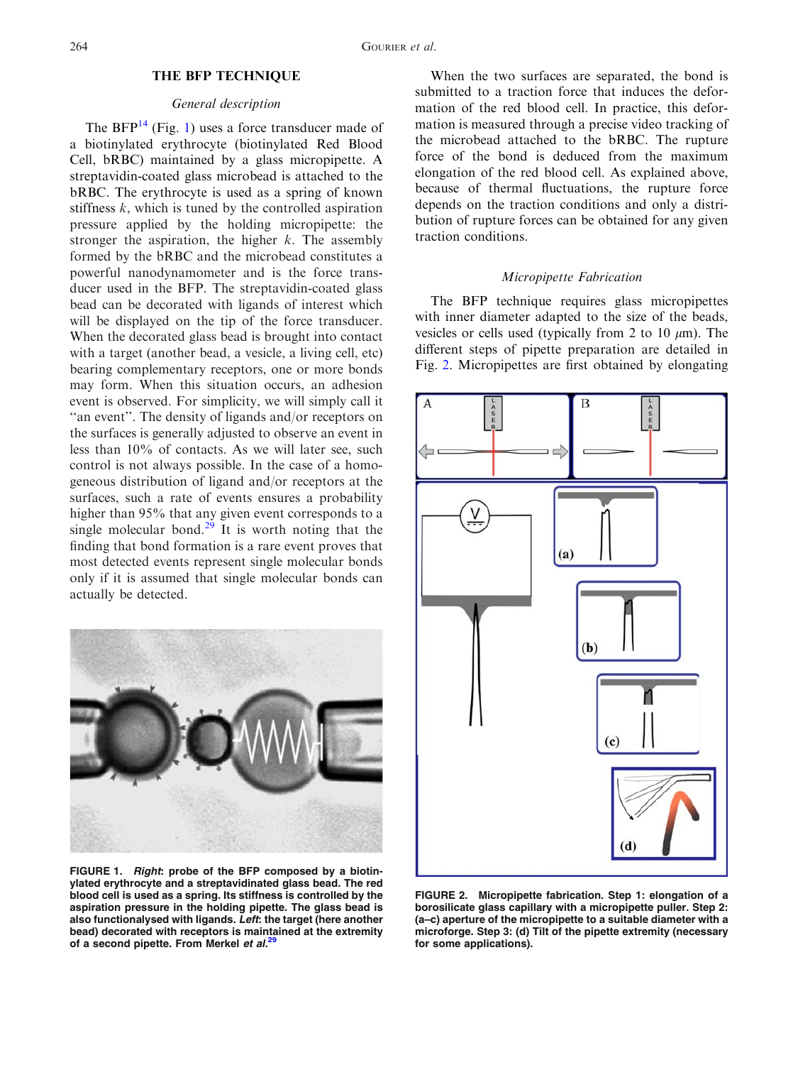## THE BFP TECHNIQUE

### *General description*

The BFP[14] (Fig. 1) uses a force transducer made of a biotinylated erythrocyte (biotinylated Red Blood Cell, bRBC) maintained by a glass micropipette. A streptavidin-coated glass microbead is attached to the bRBC. The erythrocyte is used as a spring of known stiffness $k$, which is tuned by the controlled aspiration pressure applied by the holding micropipette: the stronger the aspiration, the higher $k$. The assembly formed by the bRBC and the microbead constitutes a powerful nanodynamometer and is the force transducer used in the BFP. The streptavidin-coated glass bead can be decorated with ligands of interest which will be displayed on the tip of the force transducer. When the decorated glass bead is brought into contact with a target (another bead, a vesicle, a living cell, etc) bearing complementary receptors, one or more bonds may form. When this situation occurs, an adhesion event is observed. For simplicity, we will simply call it "an event". The density of ligands and/or receptors on the surfaces is generally adjusted to observe an event in less than 10% of contacts. As we will later see, such control is not always possible. In the case of a homogeneous distribution of ligand and/or receptors at the surfaces, such a rate of events ensures a probability higher than 95% that any given event corresponds to a single molecular bond.[29] It is worth noting that the finding that bond formation is a rare event proves that most detected events represent single molecular bonds only if it is assumed that single molecular bonds can actually be detected.

**FIGURE 1.** ***Right*: probe of the BFP composed by a biotinylated erythrocyte and a streptavidinated glass bead. The red blood cell is used as a spring. Its stiffness is controlled by the aspiration pressure in the holding pipette. The glass bead is also functionalysed with ligands. *Left*: the target (here another bead) decorated with receptors is maintained at the extremity of a second pipette. From Merkel *et al.*[29]**

When the two surfaces are separated, the bond is submitted to a traction force that induces the deformation of the red blood cell. In practice, this deformation is measured through a precise video tracking of the microbead attached to the bRBC. The rupture force of the bond is deduced from the maximum elongation of the red blood cell. As explained above, because of thermal fluctuations, the rupture force depends on the traction conditions and only a distribution of rupture forces can be obtained for any given traction conditions.

### *Micropipette Fabrication*

The BFP technique requires glass micropipettes with inner diameter adapted to the size of the beads, vesicles or cells used (typically from 2 to 10 $\mu$m). The different steps of pipette preparation are detailed in Fig. 2. Micropipettes are first obtained by elongating

A
B
LASER
LASER
V
(a)
(b)
(c)
(d)

**FIGURE 2. Micropipette fabrication. Step 1: elongation of a borosilicate glass capillary with a micropipette puller. Step 2: (a–c) aperture of the micropipette to a suitable diameter with a microforge. Step 3: (d) Tilt of the pipette extremity (necessary for some applications).**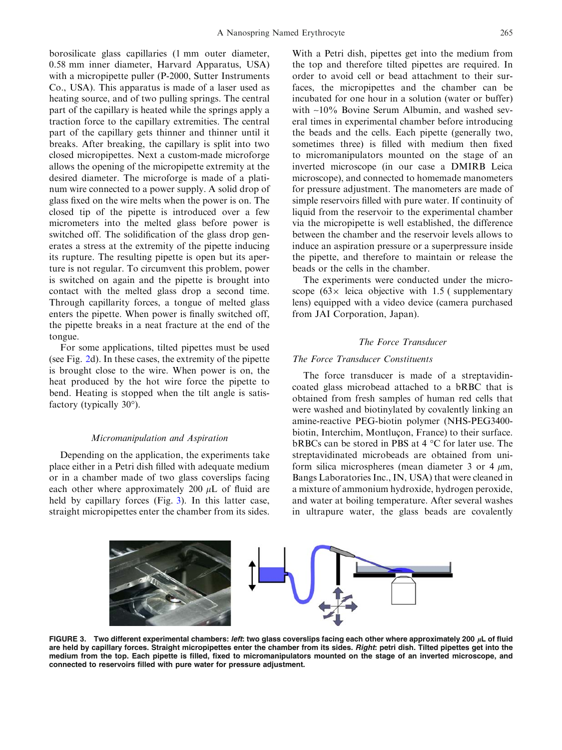borosilicate glass capillaries (1 mm outer diameter, 0.58 mm inner diameter, Harvard Apparatus, USA) with a micropipette puller (P-2000, Sutter Instruments Co., USA). This apparatus is made of a laser used as heating source, and of two pulling springs. The central part of the capillary is heated while the springs apply a traction force to the capillary extremities. The central part of the capillary gets thinner and thinner until it breaks. After breaking, the capillary is split into two closed micropipettes. Next a custom-made microforge allows the opening of the micropipette extremity at the desired diameter. The microforge is made of a platinum wire connected to a power supply. A solid drop of glass fixed on the wire melts when the power is on. The closed tip of the pipette is introduced over a few micrometers into the melted glass before power is switched off. The solidification of the glass drop generates a stress at the extremity of the pipette inducing its rupture. The resulting pipette is open but its aperture is not regular. To circumvent this problem, power is switched on again and the pipette is brought into contact with the melted glass drop a second time. Through capillarity forces, a tongue of melted glass enters the pipette. When power is finally switched off, the pipette breaks in a neat fracture at the end of the tongue.

For some applications, tilted pipettes must be used (see Fig. 2d). In these cases, the extremity of the pipette is brought close to the wire. When power is on, the heat produced by the hot wire force the pipette to bend. Heating is stopped when the tilt angle is satisfactory (typically 30°).

### *Micromanipulation and Aspiration*

Depending on the application, the experiments take place either in a Petri dish filled with adequate medium or in a chamber made of two glass coverslips facing each other where approximately 200 $\mu$L of fluid are held by capillary forces (Fig. 3). In this latter case, straight micropipettes enter the chamber from its sides. With a Petri dish, pipettes get into the medium from the top and therefore tilted pipettes are required. In order to avoid cell or bead attachment to their surfaces, the micropipettes and the chamber can be incubated for one hour in a solution (water or buffer) with ~10% Bovine Serum Albumin, and washed several times in experimental chamber before introducing the beads and the cells. Each pipette (generally two, sometimes three) is filled with medium then fixed to micromanipulators mounted on the stage of an inverted microscope (in our case a DMIRB Leica microscope), and connected to homemade manometers for pressure adjustment. The manometers are made of simple reservoirs filled with pure water. If continuity of liquid from the reservoir to the experimental chamber via the micropipette is well established, the difference between the chamber and the reservoir levels allows to induce an aspiration pressure or a superpressure inside the pipette, and therefore to maintain or release the beads or the cells in the chamber.

The experiments were conducted under the microscope (63× leica objective with 1.5 ( supplementary lens) equipped with a video device (camera purchased from JAI Corporation, Japan).

### *The Force Transducer*

#### *The Force Transducer Constituents*

The force transducer is made of a streptavidin-coated glass microbead attached to a bRBC that is obtained from fresh samples of human red cells that were washed and biotinylated by covalently linking an amine-reactive PEG-biotin polymer (NHS-PEG3400-biotin, Interchim, Montluçon, France) to their surface. bRBCs can be stored in PBS at 4 °C for later use. The streptavidinated microbeads are obtained from uniform silica microspheres (mean diameter 3 or 4 $\mu$m, Bangs Laboratories Inc., IN, USA) that were cleaned in a mixture of ammonium hydroxide, hydrogen peroxide, and water at boiling temperature. After several washes in ultrapure water, the glass beads are covalently

**FIGURE 3. Two different experimental chambers: *left*: two glass coverslips facing each other where approximately 200 $\mu$L of fluid are held by capillary forces. Straight micropipettes enter the chamber from its sides. *Right*: petri dish. Tilted pipettes get into the medium from the top. Each pipette is filled, fixed to micromanipulators mounted on the stage of an inverted microscope, and connected to reservoirs filled with pure water for pressure adjustment.**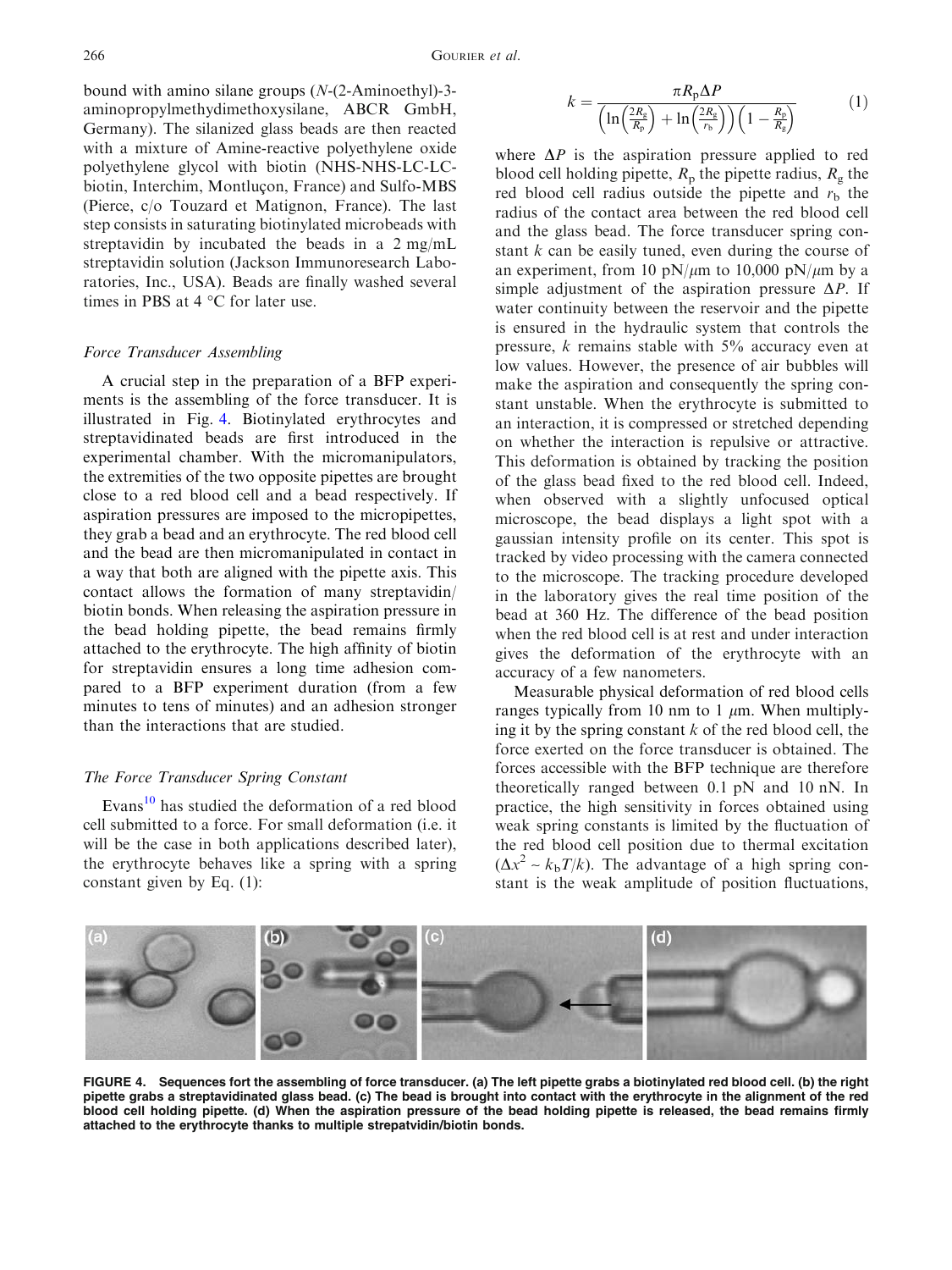bound with amino silane groups (*N*-(2-Aminoethyl)-3-aminopropylmethydimethoxysilane, ABCR GmbH, Germany). The silanized glass beads are then reacted with a mixture of Amine-reactive polyethylene oxide polyethylene glycol with biotin (NHS-NHS-LC-LC-biotin, Interchim, Montluçon, France) and Sulfo-MBS (Pierce, c/o Touzard et Matignon, France). The last step consists in saturating biotinylated microbeads with streptavidin by incubated the beads in a 2 mg/mL streptavidin solution (Jackson Immunoresearch Laboratories, Inc., USA). Beads are finally washed several times in PBS at 4 °C for later use.

### *Force Transducer Assembling*

A crucial step in the preparation of a BFP experiments is the assembling of the force transducer. It is illustrated in Fig. 4. Biotinylated erythrocytes and streptavidinated beads are first introduced in the experimental chamber. With the micromanipulators, the extremities of the two opposite pipettes are brought close to a red blood cell and a bead respectively. If aspiration pressures are imposed to the micropipettes, they grab a bead and an erythrocyte. The red blood cell and the bead are then micromanipulated in contact in a way that both are aligned with the pipette axis. This contact allows the formation of many streptavidin/biotin bonds. When releasing the aspiration pressure in the bead holding pipette, the bead remains firmly attached to the erythrocyte. The high affinity of biotin for streptavidin ensures a long time adhesion compared to a BFP experiment duration (from a few minutes to tens of minutes) and an adhesion stronger than the interactions that are studied.

### *The Force Transducer Spring Constant*

Evans[10] has studied the deformation of a red blood cell submitted to a force. For small deformation (i.e. it will be the case in both applications described later), the erythrocyte behaves like a spring with a spring constant given by Eq. (1):

$$k = \frac{\pi R_{\rm p} \Delta P}{\left(\ln\left(\frac{2R_{\rm g}}{R_{\rm p}}\right) + \ln\left(\frac{2R_{\rm g}}{r_{\rm b}}\right)\right)\left(1 - \frac{R_{\rm p}}{R_{\rm g}}\right)} \quad (1)$$

where $\Delta P$ is the aspiration pressure applied to red blood cell holding pipette, $R_{\rm p}$ the pipette radius, $R_{\rm g}$ the red blood cell radius outside the pipette and $r_{\rm b}$ the radius of the contact area between the red blood cell and the glass bead. The force transducer spring constant $k$ can be easily tuned, even during the course of an experiment, from 10 pN/$\mu$m to 10,000 pN/$\mu$m by a simple adjustment of the aspiration pressure $\Delta P$. If water continuity between the reservoir and the pipette is ensured in the hydraulic system that controls the pressure, $k$ remains stable with 5% accuracy even at low values. However, the presence of air bubbles will make the aspiration and consequently the spring constant unstable. When the erythrocyte is submitted to an interaction, it is compressed or stretched depending on whether the interaction is repulsive or attractive. This deformation is obtained by tracking the position of the glass bead fixed to the red blood cell. Indeed, when observed with a slightly unfocused optical microscope, the bead displays a light spot with a gaussian intensity profile on its center. This spot is tracked by video processing with the camera connected to the microscope. The tracking procedure developed in the laboratory gives the real time position of the bead at 360 Hz. The difference of the bead position when the red blood cell is at rest and under interaction gives the deformation of the erythrocyte with an accuracy of a few nanometers.

Measurable physical deformation of red blood cells ranges typically from 10 nm to 1 $\mu$m. When multiplying it by the spring constant $k$ of the red blood cell, the force exerted on the force transducer is obtained. The forces accessible with the BFP technique are therefore theoretically ranged between 0.1 pN and 10 nN. In practice, the high sensitivity in forces obtained using weak spring constants is limited by the fluctuation of the red blood cell position due to thermal excitation ($\Delta x^2 \sim k_{\rm b}T/k$). The advantage of a high spring constant is the weak amplitude of position fluctuations,

**FIGURE 4. Sequences fort the assembling of force transducer. (a) The left pipette grabs a biotinylated red blood cell. (b) the right pipette grabs a streptavidinated glass bead. (c) The bead is brought into contact with the erythrocyte in the alignment of the red blood cell holding pipette. (d) When the aspiration pressure of the bead holding pipette is released, the bead remains firmly attached to the erythrocyte thanks to multiple strepatvidin/biotin bonds.**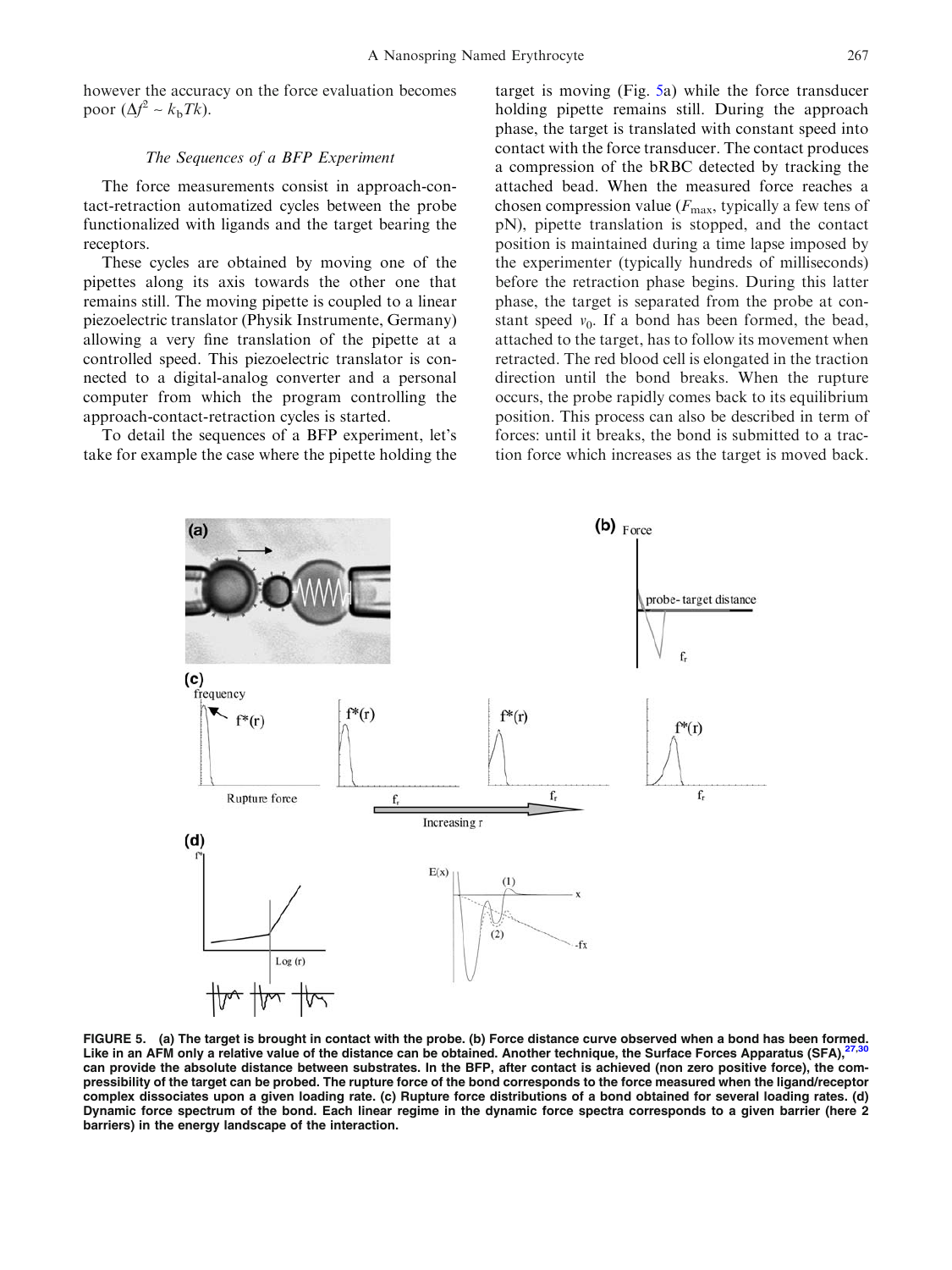however the accuracy on the force evaluation becomes poor ($\Delta f^2 \sim k_b Tk$).

### *The Sequences of a BFP Experiment*

The force measurements consist in approach-contact-retraction automatized cycles between the probe functionalized with ligands and the target bearing the receptors.

These cycles are obtained by moving one of the pipettes along its axis towards the other one that remains still. The moving pipette is coupled to a linear piezoelectric translator (Physik Instrumente, Germany) allowing a very fine translation of the pipette at a controlled speed. This piezoelectric translator is connected to a digital-analog converter and a personal computer from which the program controlling the approach-contact-retraction cycles is started.

To detail the sequences of a BFP experiment, let's take for example the case where the pipette holding the target is moving (Fig. 5a) while the force transducer holding pipette remains still. During the approach phase, the target is translated with constant speed into contact with the force transducer. The contact produces a compression of the bRBC detected by tracking the attached bead. When the measured force reaches a chosen compression value ($F_{max}$, typically a few tens of pN), pipette translation is stopped, and the contact position is maintained during a time lapse imposed by the experimenter (typically hundreds of milliseconds) before the retraction phase begins. During this latter phase, the target is separated from the probe at constant speed $v_0$. If a bond has been formed, the bead, attached to the target, has to follow its movement when retracted. The red blood cell is elongated in the traction direction until the bond breaks. When the rupture occurs, the probe rapidly comes back to its equilibrium position. This process can also be described in term of forces: until it breaks, the bond is submitted to a traction force which increases as the target is moved back.

(a)

(b) Force

probe- target distance

f_r

(c)

frequency

f*(r)

Rupture force

f_r

Increasing r

(d)

f*

Log (r)

E(x)

(1)

(2)

x

-fx

**FIGURE 5. (a) The target is brought in contact with the probe. (b) Force distance curve observed when a bond has been formed. Like in an AFM only a relative value of the distance can be obtained. Another technique, the Surface Forces Apparatus (SFA),[27,30] can provide the absolute distance between substrates. In the BFP, after contact is achieved (non zero positive force), the compressibility of the target can be probed. The rupture force of the bond corresponds to the force measured when the ligand/receptor complex dissociates upon a given loading rate. (c) Rupture force distributions of a bond obtained for several loading rates. (d) Dynamic force spectrum of the bond. Each linear regime in the dynamic force spectra corresponds to a given barrier (here 2 barriers) in the energy landscape of the interaction.**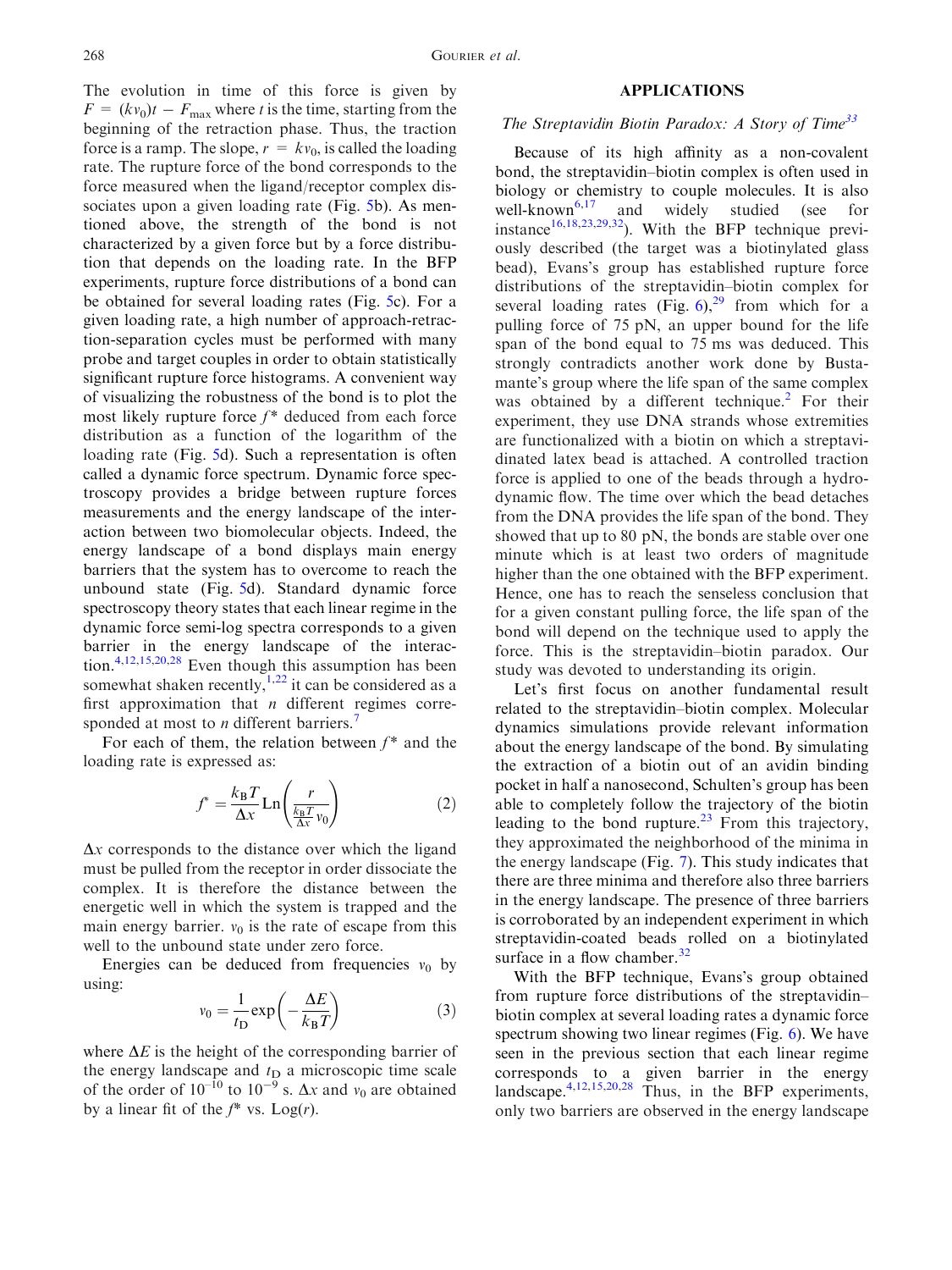The evolution in time of this force is given by $F = (kv_0)t - F_{max}$ where $t$ is the time, starting from the beginning of the retraction phase. Thus, the traction force is a ramp. The slope, $r = kv_0$, is called the loading rate. The rupture force of the bond corresponds to the force measured when the ligand/receptor complex dissociates upon a given loading rate (Fig. 5b). As mentioned above, the strength of the bond is not characterized by a given force but by a force distribution that depends on the loading rate. In the BFP experiments, rupture force distributions of a bond can be obtained for several loading rates (Fig. 5c). For a given loading rate, a high number of approach-retraction-separation cycles must be performed with many probe and target couples in order to obtain statistically significant rupture force histograms. A convenient way of visualizing the robustness of the bond is to plot the most likely rupture force $f^*$ deduced from each force distribution as a function of the logarithm of the loading rate (Fig. 5d). Such a representation is often called a dynamic force spectrum. Dynamic force spectroscopy provides a bridge between rupture forces measurements and the energy landscape of the interaction between two biomolecular objects. Indeed, the energy landscape of a bond displays main energy barriers that the system has to overcome to reach the unbound state (Fig. 5d). Standard dynamic force spectroscopy theory states that each linear regime in the dynamic force semi-log spectra corresponds to a given barrier in the energy landscape of the interaction.[4,12,15,20,28] Even though this assumption has been somewhat shaken recently,[1,22] it can be considered as a first approximation that $n$ different regimes corresponded at most to $n$ different barriers.[7]

For each of them, the relation between $f^*$ and the loading rate is expressed as:

$$f^* = \frac{k_B T}{\Delta x} \mathrm{Ln}\left(\frac{r}{\frac{k_B T}{\Delta x} v_0}\right) \tag{2}$$

$\Delta x$ corresponds to the distance over which the ligand must be pulled from the receptor in order dissociate the complex. It is therefore the distance between the energetic well in which the system is trapped and the main energy barrier. $v_0$ is the rate of escape from this well to the unbound state under zero force.

Energies can be deduced from frequencies $v_0$ by using:

$$v_0 = \frac{1}{t_D} \exp\left(-\frac{\Delta E}{k_B T}\right) \tag{3}$$

where $\Delta E$ is the height of the corresponding barrier of the energy landscape and $t_D$ a microscopic time scale of the order of $10^{-10}$ to $10^{-9}$ s. $\Delta x$ and $v_0$ are obtained by a linear fit of the $f^*$ vs. Log($r$).

## APPLICATIONS

### *The Streptavidin Biotin Paradox: A Story of Time*[33]

Because of its high affinity as a non-covalent bond, the streptavidin–biotin complex is often used in biology or chemistry to couple molecules. It is also well-known[6,17] and widely studied (see for instance[16,18,23,29,32]). With the BFP technique previously described (the target was a biotinylated glass bead), Evans's group has established rupture force distributions of the streptavidin–biotin complex for several loading rates (Fig. 6),[29] from which for a pulling force of 75 pN, an upper bound for the life span of the bond equal to 75 ms was deduced. This strongly contradicts another work done by Bustamante's group where the life span of the same complex was obtained by a different technique.[2] For their experiment, they use DNA strands whose extremities are functionalized with a biotin on which a streptavidinated latex bead is attached. A controlled traction force is applied to one of the beads through a hydrodynamic flow. The time over which the bead detaches from the DNA provides the life span of the bond. They showed that up to 80 pN, the bonds are stable over one minute which is at least two orders of magnitude higher than the one obtained with the BFP experiment. Hence, one has to reach the senseless conclusion that for a given constant pulling force, the life span of the bond will depend on the technique used to apply the force. This is the streptavidin–biotin paradox. Our study was devoted to understanding its origin.

Let's first focus on another fundamental result related to the streptavidin–biotin complex. Molecular dynamics simulations provide relevant information about the energy landscape of the bond. By simulating the extraction of a biotin out of an avidin binding pocket in half a nanosecond, Schulten's group has been able to completely follow the trajectory of the biotin leading to the bond rupture.[23] From this trajectory, they approximated the neighborhood of the minima in the energy landscape (Fig. 7). This study indicates that there are three minima and therefore also three barriers in the energy landscape. The presence of three barriers is corroborated by an independent experiment in which streptavidin-coated beads rolled on a biotinylated surface in a flow chamber.[32]

With the BFP technique, Evans's group obtained from rupture force distributions of the streptavidin–biotin complex at several loading rates a dynamic force spectrum showing two linear regimes (Fig. 6). We have seen in the previous section that each linear regime corresponds to a given barrier in the energy landscape.[4,12,15,20,28] Thus, in the BFP experiments, only two barriers are observed in the energy landscape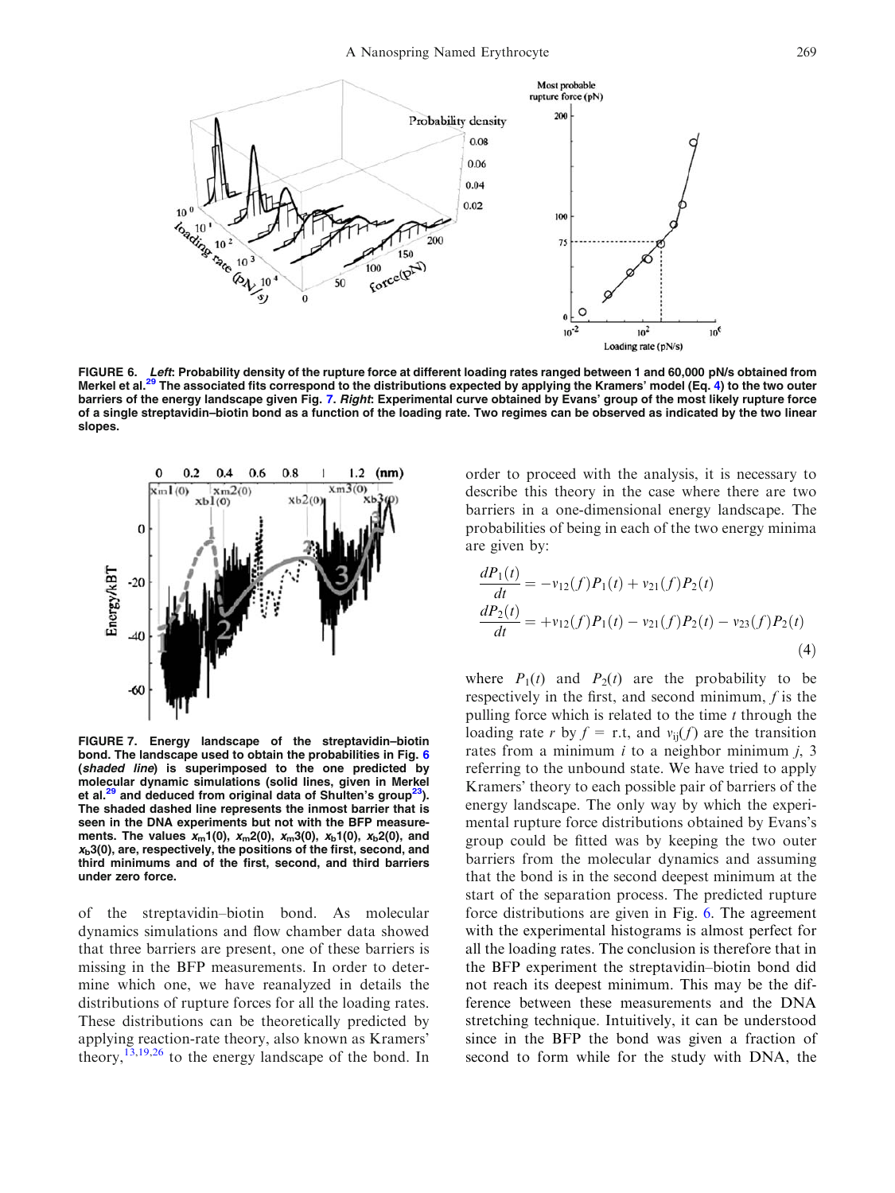**FIGURE 6.** ***Left***: **Probability density of the rupture force at different loading rates ranged between 1 and 60,000 pN/s obtained from Merkel et al.**[29] **The associated fits correspond to the distributions expected by applying the Kramers' model (Eq. 4) to the two outer barriers of the energy landscape given Fig. 7.** ***Right***: **Experimental curve obtained by Evans' group of the most likely rupture force of a single streptavidin–biotin bond as a function of the loading rate. Two regimes can be observed as indicated by the two linear slopes.**

**FIGURE 7. Energy landscape of the streptavidin–biotin bond. The landscape used to obtain the probabilities in Fig. 6 (*shaded line*) is superimposed to the one predicted by molecular dynamic simulations (solid lines, given in Merkel et al.**[29] **and deduced from original data of Shulten's group**[23]**). The shaded dashed line represents the inmost barrier that is seen in the DNA experiments but not with the BFP measurements. The values $x_m1(0)$, $x_m2(0)$, $x_m3(0)$, $x_b1(0)$, $x_b2(0)$, and $x_b3(0)$, are, respectively, the positions of the first, second, and third minimums and of the first, second, and third barriers under zero force.**

of the streptavidin–biotin bond. As molecular dynamics simulations and flow chamber data showed that three barriers are present, one of these barriers is missing in the BFP measurements. In order to determine which one, we have reanalyzed in details the distributions of rupture forces for all the loading rates. These distributions can be theoretically predicted by applying reaction-rate theory, also known as Kramers' theory,[13,19,26] to the energy landscape of the bond. In order to proceed with the analysis, it is necessary to describe this theory in the case where there are two barriers in a one-dimensional energy landscape. The probabilities of being in each of the two energy minima are given by:

$$\frac{dP_1(t)}{dt} = -v_{12}(f)P_1(t) + v_{21}(f)P_2(t)$$
$$\frac{dP_2(t)}{dt} = +v_{12}(f)P_1(t) - v_{21}(f)P_2(t) - v_{23}(f)P_2(t) \tag{4}$$

where $P_1(t)$ and $P_2(t)$ are the probability to be respectively in the first, and second minimum, $f$ is the pulling force which is related to the time $t$ through the loading rate $r$ by $f = r.t$, and $v_{ij}(f)$ are the transition rates from a minimum $i$ to a neighbor minimum $j$, 3 referring to the unbound state. We have tried to apply Kramers' theory to each possible pair of barriers of the energy landscape. The only way by which the experimental rupture force distributions obtained by Evans's group could be fitted was by keeping the two outer barriers from the molecular dynamics and assuming that the bond is in the second deepest minimum at the start of the separation process. The predicted rupture force distributions are given in Fig. 6. The agreement with the experimental histograms is almost perfect for all the loading rates. The conclusion is therefore that in the BFP experiment the streptavidin–biotin bond did not reach its deepest minimum. This may be the difference between these measurements and the DNA stretching technique. Intuitively, it can be understood since in the BFP the bond was given a fraction of second to form while for the study with DNA, the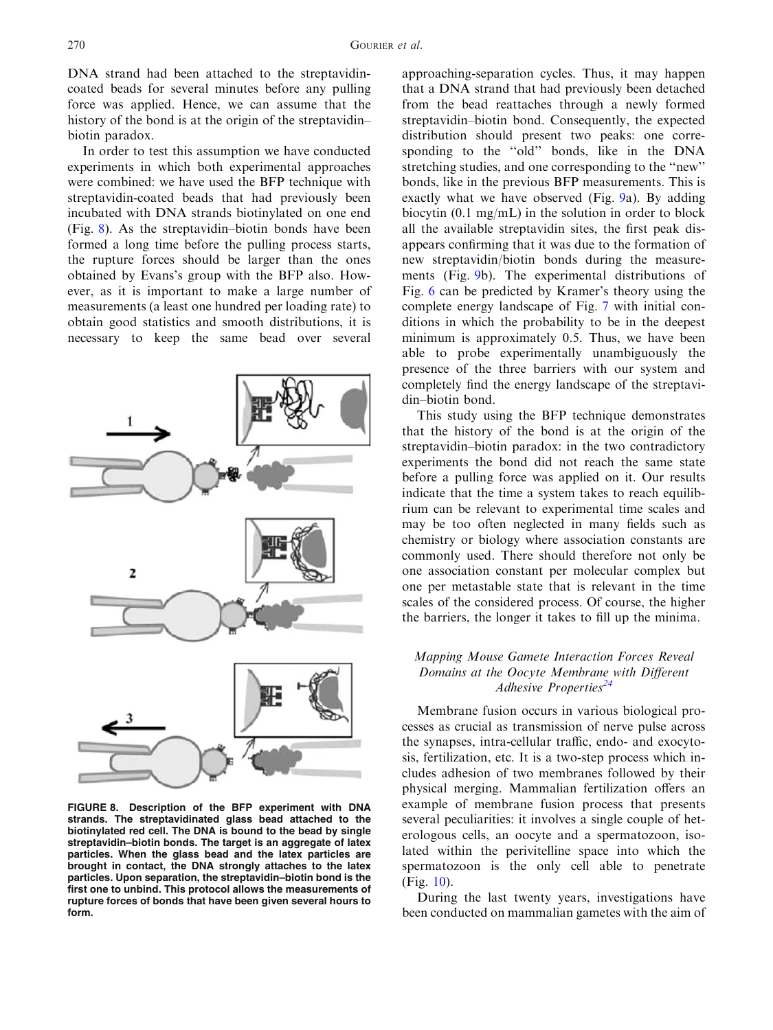DNA strand had been attached to the streptavidin-coated beads for several minutes before any pulling force was applied. Hence, we can assume that the history of the bond is at the origin of the streptavidin–biotin paradox.

In order to test this assumption we have conducted experiments in which both experimental approaches were combined: we have used the BFP technique with streptavidin-coated beads that had previously been incubated with DNA strands biotinylated on one end (Fig. 8). As the streptavidin–biotin bonds have been formed a long time before the pulling process starts, the rupture forces should be larger than the ones obtained by Evans's group with the BFP also. However, as it is important to make a large number of measurements (a least one hundred per loading rate) to obtain good statistics and smooth distributions, it is necessary to keep the same bead over several approaching-separation cycles. Thus, it may happen that a DNA strand that had previously been detached from the bead reattaches through a newly formed streptavidin–biotin bond. Consequently, the expected distribution should present two peaks: one corresponding to the "old" bonds, like in the DNA stretching studies, and one corresponding to the "new" bonds, like in the previous BFP measurements. This is exactly what we have observed (Fig. 9a). By adding biocytin (0.1 mg/mL) in the solution in order to block all the available streptavidin sites, the first peak disappears confirming that it was due to the formation of new streptavidin/biotin bonds during the measurements (Fig. 9b). The experimental distributions of Fig. 6 can be predicted by Kramer's theory using the complete energy landscape of Fig. 7 with initial conditions in which the probability to be in the deepest minimum is approximately 0.5. Thus, we have been able to probe experimentally unambiguously the presence of the three barriers with our system and completely find the energy landscape of the streptavidin–biotin bond.

FIGURE 8. Description of the BFP experiment with DNA strands. The streptavidinated glass bead attached to the biotinylated red cell. The DNA is bound to the bead by single streptavidin–biotin bonds. The target is an aggregate of latex particles. When the glass bead and the latex particles are brought in contact, the DNA strongly attaches to the latex particles. Upon separation, the streptavidin–biotin bond is the first one to unbind. This protocol allows the measurements of rupture forces of bonds that have been given several hours to form.

This study using the BFP technique demonstrates that the history of the bond is at the origin of the streptavidin–biotin paradox: in the two contradictory experiments the bond did not reach the same state before a pulling force was applied on it. Our results indicate that the time a system takes to reach equilibrium can be relevant to experimental time scales and may be too often neglected in many fields such as chemistry or biology where association constants are commonly used. There should therefore not only be one association constant per molecular complex but one per metastable state that is relevant in the time scales of the considered process. Of course, the higher the barriers, the longer it takes to fill up the minima.

### *Mapping Mouse Gamete Interaction Forces Reveal Domains at the Oocyte Membrane with Different Adhesive Properties*[24]

Membrane fusion occurs in various biological processes as crucial as transmission of nerve pulse across the synapses, intra-cellular traffic, endo- and exocytosis, fertilization, etc. It is a two-step process which includes adhesion of two membranes followed by their physical merging. Mammalian fertilization offers an example of membrane fusion process that presents several peculiarities: it involves a single couple of heterologous cells, an oocyte and a spermatozoon, isolated within the perivitelline space into which the spermatozoon is the only cell able to penetrate (Fig. 10).

During the last twenty years, investigations have been conducted on mammalian gametes with the aim of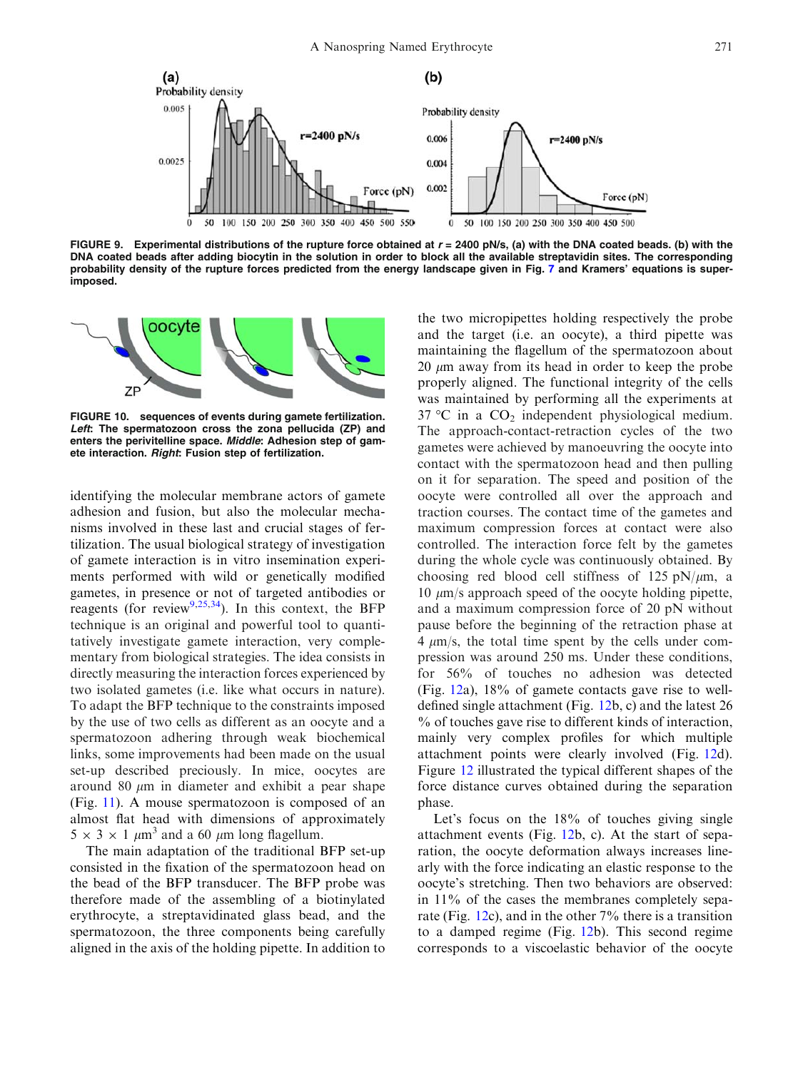FIGURE 9. Experimental distributions of the rupture force obtained at $r$ = 2400 pN/s, (a) with the DNA coated beads. (b) with the DNA coated beads after adding biocytin in the solution in order to block all the available streptavidin sites. The corresponding probability density of the rupture forces predicted from the energy landscape given in Fig. 7 and Kramers' equations is superimposed.

FIGURE 10. sequences of events during gamete fertilization. *Left*: The spermatozoon cross the zona pellucida (ZP) and enters the perivitelline space. *Middle*: Adhesion step of gamete interaction. *Right*: Fusion step of fertilization.

identifying the molecular membrane actors of gamete adhesion and fusion, but also the molecular mechanisms involved in these last and crucial stages of fertilization. The usual biological strategy of investigation of gamete interaction is in vitro insemination experiments performed with wild or genetically modified gametes, in presence or not of targeted antibodies or reagents (for review[9,25,34]). In this context, the BFP technique is an original and powerful tool to quantitatively investigate gamete interaction, very complementary from biological strategies. The idea consists in directly measuring the interaction forces experienced by two isolated gametes (i.e. like what occurs in nature). To adapt the BFP technique to the constraints imposed by the use of two cells as different as an oocyte and a spermatozoon adhering through weak biochemical links, some improvements had been made on the usual set-up described preciously. In mice, oocytes are around 80 $\mu$m in diameter and exhibit a pear shape (Fig. 11). A mouse spermatozoon is composed of an almost flat head with dimensions of approximately $5 \times 3 \times 1$ $\mu$m$^3$ and a 60 $\mu$m long flagellum.

The main adaptation of the traditional BFP set-up consisted in the fixation of the spermatozoon head on the bead of the BFP transducer. The BFP probe was therefore made of the assembling of a biotinylated erythrocyte, a streptavidinated glass bead, and the spermatozoon, the three components being carefully aligned in the axis of the holding pipette. In addition to the two micropipettes holding respectively the probe and the target (i.e. an oocyte), a third pipette was maintaining the flagellum of the spermatozoon about 20 $\mu$m away from its head in order to keep the probe properly aligned. The functional integrity of the cells was maintained by performing all the experiments at 37 °C in a $CO_2$ independent physiological medium. The approach-contact-retraction cycles of the two gametes were achieved by manoeuvring the oocyte into contact with the spermatozoon head and then pulling on it for separation. The speed and position of the oocyte were controlled all over the approach and traction courses. The contact time of the gametes and maximum compression forces at contact were also controlled. The interaction force felt by the gametes during the whole cycle was continuously obtained. By choosing red blood cell stiffness of 125 pN/$\mu$m, a 10 $\mu$m/s approach speed of the oocyte holding pipette, and a maximum compression force of 20 pN without pause before the beginning of the retraction phase at 4 $\mu$m/s, the total time spent by the cells under compression was around 250 ms. Under these conditions, for 56% of touches no adhesion was detected (Fig. 12a), 18% of gamete contacts gave rise to well-defined single attachment (Fig. 12b, c) and the latest 26 % of touches gave rise to different kinds of interaction, mainly very complex profiles for which multiple attachment points were clearly involved (Fig. 12d). Figure 12 illustrated the typical different shapes of the force distance curves obtained during the separation phase.

Let's focus on the 18% of touches giving single attachment events (Fig. 12b, c). At the start of separation, the oocyte deformation always increases linearly with the force indicating an elastic response to the oocyte's stretching. Then two behaviors are observed: in 11% of the cases the membranes completely separate (Fig. 12c), and in the other 7% there is a transition to a damped regime (Fig. 12b). This second regime corresponds to a viscoelastic behavior of the oocyte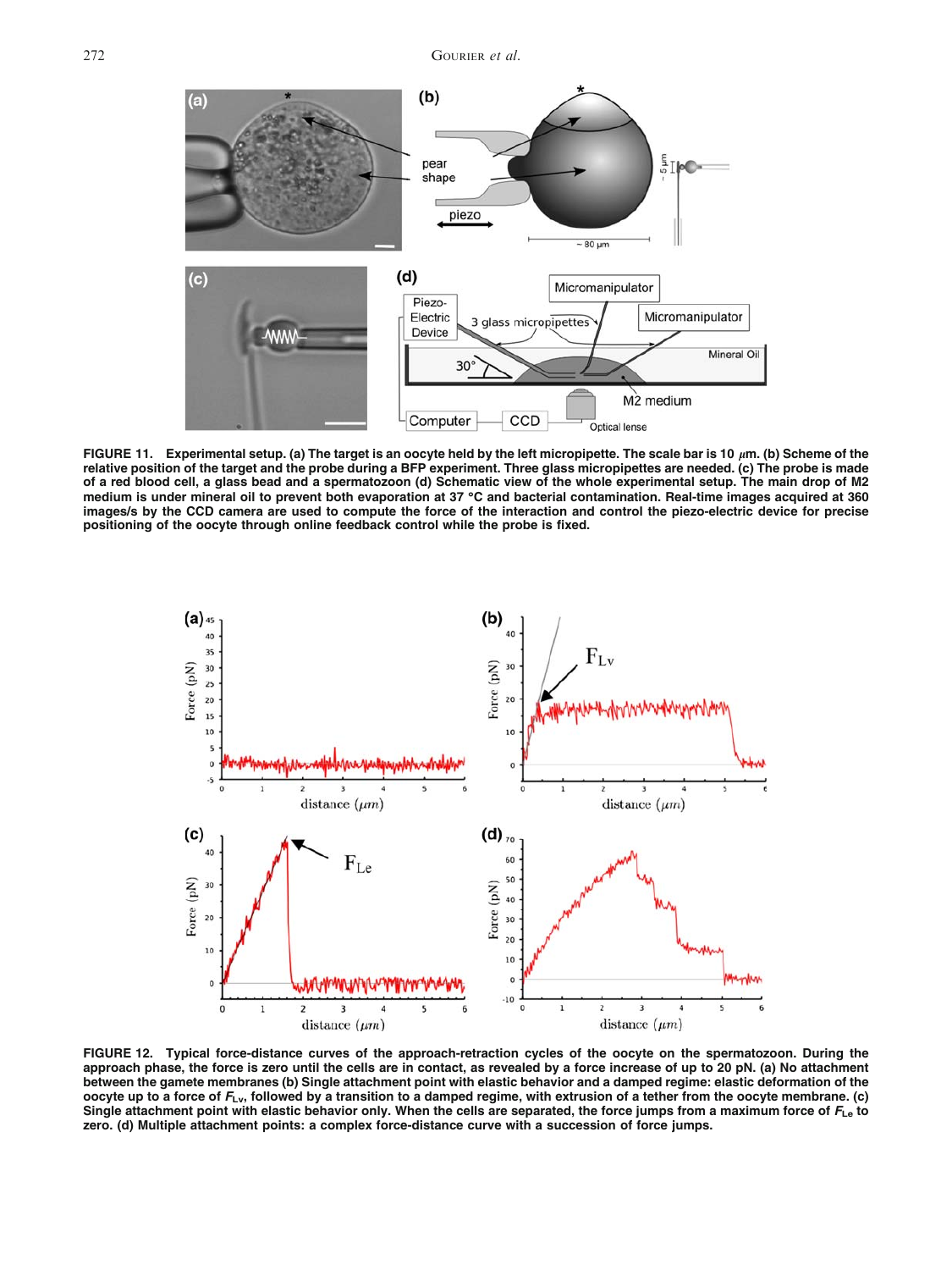**FIGURE 11. Experimental setup. (a) The target is an oocyte held by the left micropipette. The scale bar is 10 $\mu$m. (b) Scheme of the relative position of the target and the probe during a BFP experiment. Three glass micropipettes are needed. (c) The probe is made of a red blood cell, a glass bead and a spermatozoon (d) Schematic view of the whole experimental setup. The main drop of M2 medium is under mineral oil to prevent both evaporation at 37 °C and bacterial contamination. Real-time images acquired at 360 images/s by the CCD camera are used to compute the force of the interaction and control the piezo-electric device for precise positioning of the oocyte through online feedback control while the probe is fixed.**

**FIGURE 12. Typical force-distance curves of the approach-retraction cycles of the oocyte on the spermatozoon. During the approach phase, the force is zero until the cells are in contact, as revealed by a force increase of up to 20 pN. (a) No attachment between the gamete membranes (b) Single attachment point with elastic behavior and a damped regime: elastic deformation of the oocyte up to a force of $F_{Lv}$, followed by a transition to a damped regime, with extrusion of a tether from the oocyte membrane. (c) Single attachment point with elastic behavior only. When the cells are separated, the force jumps from a maximum force of $F_{Le}$ to zero. (d) Multiple attachment points: a complex force-distance curve with a succession of force jumps.**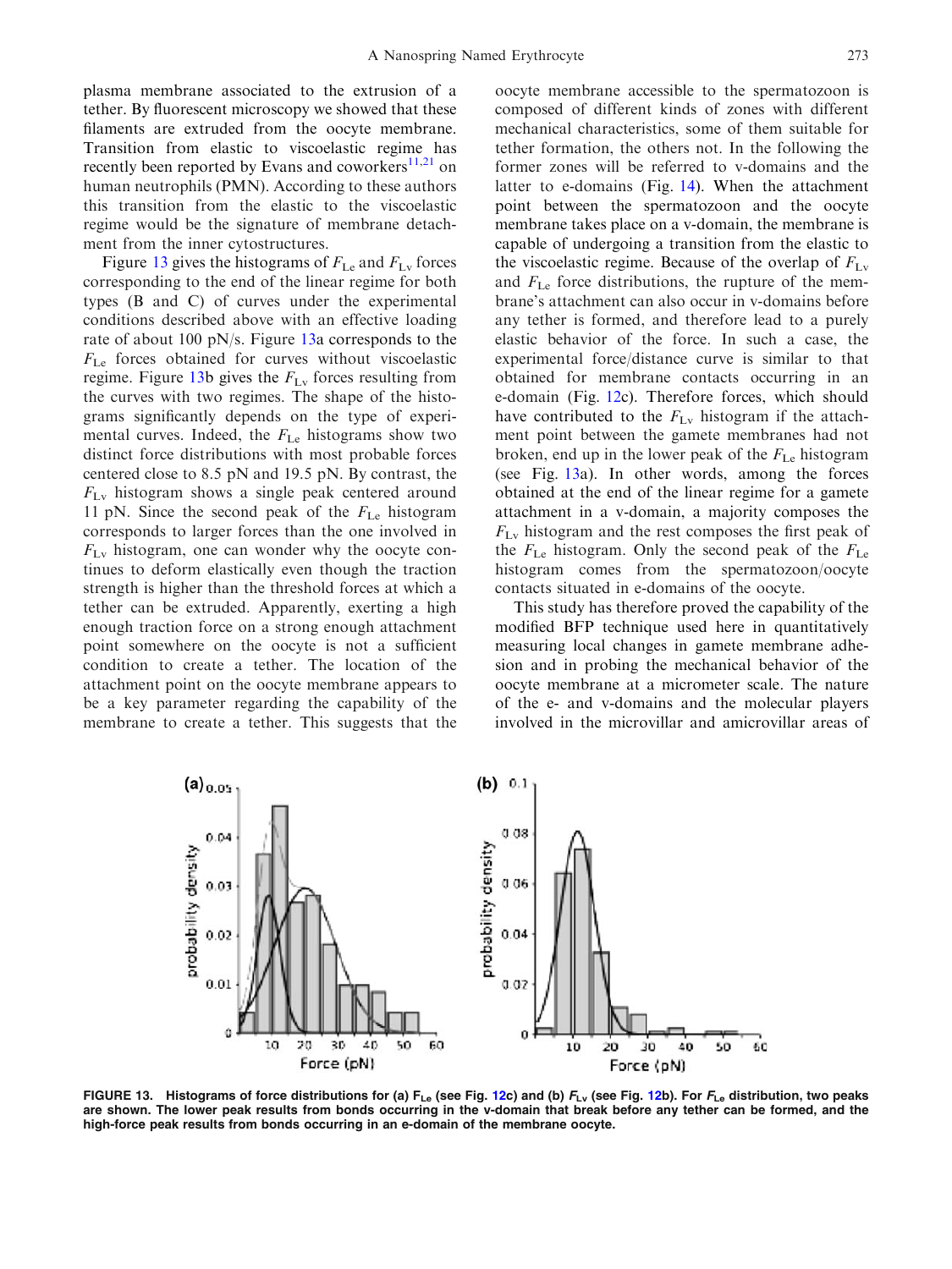plasma membrane associated to the extrusion of a tether. By fluorescent microscopy we showed that these filaments are extruded from the oocyte membrane. Transition from elastic to viscoelastic regime has recently been reported by Evans and coworkers[11,21] on human neutrophils (PMN). According to these authors this transition from the elastic to the viscoelastic regime would be the signature of membrane detachment from the inner cytostructures.

Figure 13 gives the histograms of $F_{Le}$ and $F_{Lv}$ forces corresponding to the end of the linear regime for both types (B and C) of curves under the experimental conditions described above with an effective loading rate of about 100 pN/s. Figure 13a corresponds to the $F_{Le}$ forces obtained for curves without viscoelastic regime. Figure 13b gives the $F_{Lv}$ forces resulting from the curves with two regimes. The shape of the histograms significantly depends on the type of experimental curves. Indeed, the $F_{Le}$ histograms show two distinct force distributions with most probable forces centered close to 8.5 pN and 19.5 pN. By contrast, the $F_{Lv}$ histogram shows a single peak centered around 11 pN. Since the second peak of the $F_{Le}$ histogram corresponds to larger forces than the one involved in $F_{Lv}$ histogram, one can wonder why the oocyte continues to deform elastically even though the traction strength is higher than the threshold forces at which a tether can be extruded. Apparently, exerting a high enough traction force on a strong enough attachment point somewhere on the oocyte is not a sufficient condition to create a tether. The location of the attachment point on the oocyte membrane appears to be a key parameter regarding the capability of the membrane to create a tether. This suggests that the oocyte membrane accessible to the spermatozoon is composed of different kinds of zones with different mechanical characteristics, some of them suitable for tether formation, the others not. In the following the former zones will be referred to v-domains and the latter to e-domains (Fig. 14). When the attachment point between the spermatozoon and the oocyte membrane takes place on a v-domain, the membrane is capable of undergoing a transition from the elastic to the viscoelastic regime. Because of the overlap of $F_{Lv}$ and $F_{Le}$ force distributions, the rupture of the membrane's attachment can also occur in v-domains before any tether is formed, and therefore lead to a purely elastic behavior of the force. In such a case, the experimental force/distance curve is similar to that obtained for membrane contacts occurring in an e-domain (Fig. 12c). Therefore forces, which should have contributed to the $F_{Lv}$ histogram if the attachment point between the gamete membranes had not broken, end up in the lower peak of the $F_{Le}$ histogram (see Fig. 13a). In other words, among the forces obtained at the end of the linear regime for a gamete attachment in a v-domain, a majority composes the $F_{Lv}$ histogram and the rest composes the first peak of the $F_{Le}$ histogram. Only the second peak of the $F_{Le}$ histogram comes from the spermatozoon/oocyte contacts situated in e-domains of the oocyte.

This study has therefore proved the capability of the modified BFP technique used here in quantitatively measuring local changes in gamete membrane adhesion and in probing the mechanical behavior of the oocyte membrane at a micrometer scale. The nature of the e- and v-domains and the molecular players involved in the microvillar and amicrovillar areas of

**FIGURE 13. Histograms of force distributions for (a) $F_{Le}$ (see Fig. 12c) and (b) $F_{Lv}$ (see Fig. 12b). For $F_{Le}$ distribution, two peaks are shown. The lower peak results from bonds occurring in the v-domain that break before any tether can be formed, and the high-force peak results from bonds occurring in an e-domain of the membrane oocyte.**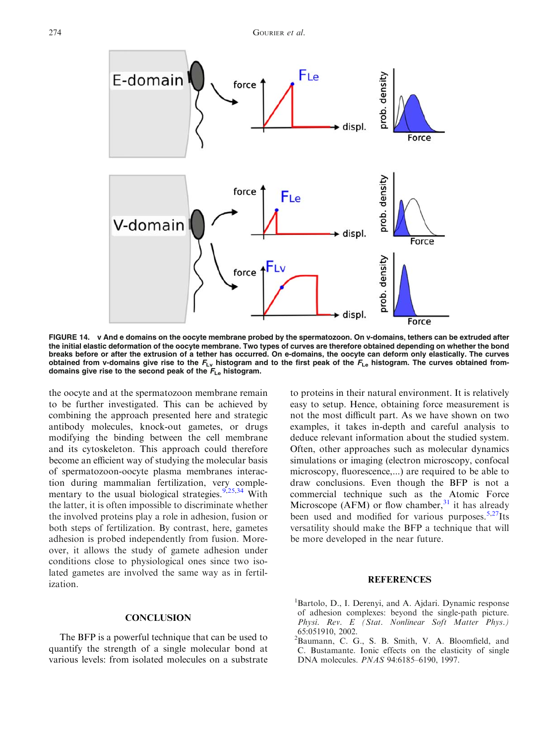FIGURE 14. v And e domains on the oocyte membrane probed by the spermatozoon. On v-domains, tethers can be extruded after the initial elastic deformation of the oocyte membrane. Two types of curves are therefore obtained depending on whether the bond breaks before or after the extrusion of a tether has occurred. On e-domains, the oocyte can deform only elastically. The curves obtained from v-domains give rise to the $F_{Lv}$ histogram and to the first peak of the $F_{Le}$ histogram. The curves obtained from-domains give rise to the second peak of the $F_{Le}$ histogram.

the oocyte and at the spermatozoon membrane remain to be further investigated. This can be achieved by combining the approach presented here and strategic antibody molecules, knock-out gametes, or drugs modifying the binding between the cell membrane and its cytoskeleton. This approach could therefore become an efficient way of studying the molecular basis of spermatozoon-oocyte plasma membranes interaction during mammalian fertilization, very complementary to the usual biological strategies.[9,25,34] With the latter, it is often impossible to discriminate whether the involved proteins play a role in adhesion, fusion or both steps of fertilization. By contrast, here, gametes adhesion is probed independently from fusion. Moreover, it allows the study of gamete adhesion under conditions close to physiological ones since two isolated gametes are involved the same way as in fertilization.

## CONCLUSION

The BFP is a powerful technique that can be used to quantify the strength of a single molecular bond at various levels: from isolated molecules on a substrate to proteins in their natural environment. It is relatively easy to setup. Hence, obtaining force measurement is not the most difficult part. As we have shown on two examples, it takes in-depth and careful analysis to deduce relevant information about the studied system. Often, other approaches such as molecular dynamics simulations or imaging (electron microscopy, confocal microscopy, fluorescence,...) are required to be able to draw conclusions. Even though the BFP is not a commercial technique such as the Atomic Force Microscope (AFM) or flow chamber,[31] it has already been used and modified for various purposes.[5,27]Its versatility should make the BFP a technique that will be more developed in the near future.

## REFERENCES

[1]Bartolo, D., I. Derenyi, and A. Ajdari. Dynamic response of adhesion complexes: beyond the single-path picture. *Physi. Rev. E (Stat. Nonlinear Soft Matter Phys.)* 65:051910, 2002.

[2]Baumann, C. G., S. B. Smith, V. A. Bloomfield, and C. Bustamante. Ionic effects on the elasticity of single DNA molecules. *PNAS* 94:6185–6190, 1997.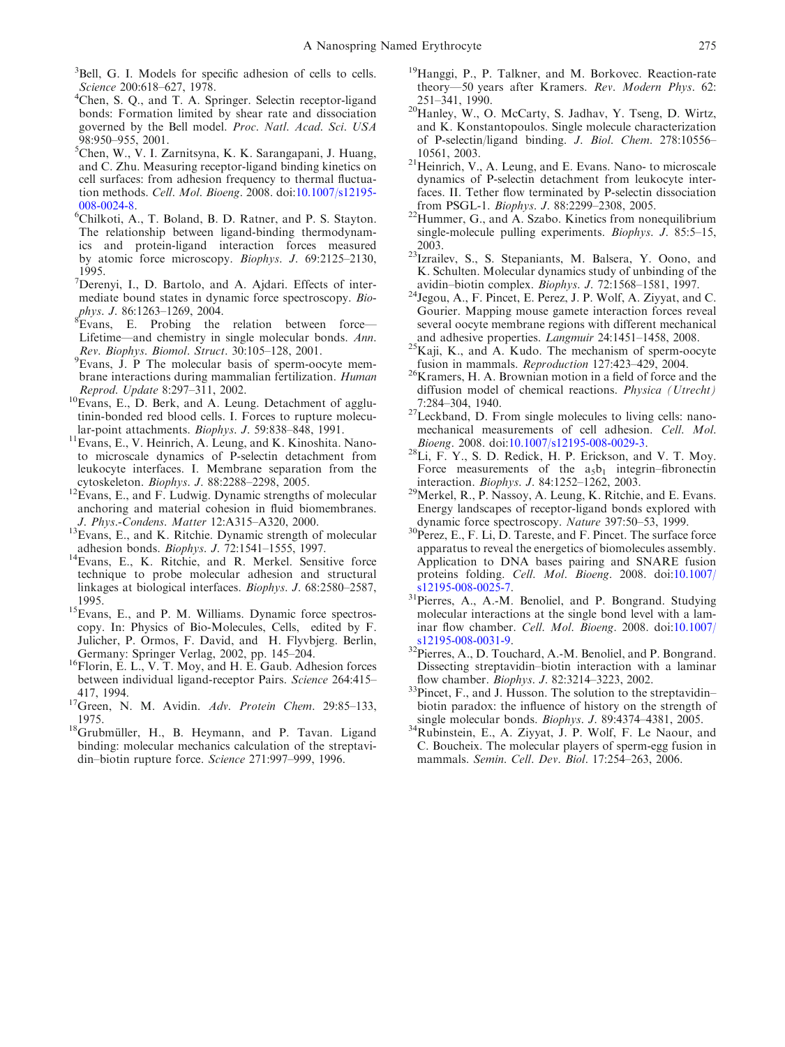[3]Bell, G. I. Models for specific adhesion of cells to cells. *Science* 200:618–627, 1978.

[4]Chen, S. Q., and T. A. Springer. Selectin receptor-ligand bonds: Formation limited by shear rate and dissociation governed by the Bell model. *Proc. Natl. Acad. Sci. USA* 98:950–955, 2001.

[5]Chen, W., V. I. Zarnitsyna, K. K. Sarangapani, J. Huang, and C. Zhu. Measuring receptor-ligand binding kinetics on cell surfaces: from adhesion frequency to thermal fluctuation methods. *Cell. Mol. Bioeng*. 2008. doi:10.1007/s12195-008-0024-8.

[6]Chilkoti, A., T. Boland, B. D. Ratner, and P. S. Stayton. The relationship between ligand-binding thermodynamics and protein-ligand interaction forces measured by atomic force microscopy. *Biophys. J*. 69:2125–2130, 1995.

[7]Derenyi, I., D. Bartolo, and A. Ajdari. Effects of intermediate bound states in dynamic force spectroscopy. *Biophys. J*. 86:1263–1269, 2004.

[8]Evans, E. Probing the relation between force—Lifetime—and chemistry in single molecular bonds. *Ann. Rev. Biophys. Biomol. Struct*. 30:105–128, 2001.

[9]Evans, J. P The molecular basis of sperm-oocyte membrane interactions during mammalian fertilization. *Human Reprod. Update* 8:297–311, 2002.

[10]Evans, E., D. Berk, and A. Leung. Detachment of agglutinin-bonded red blood cells. I. Forces to rupture molecular-point attachments. *Biophys. J*. 59:838–848, 1991.

[11]Evans, E., V. Heinrich, A. Leung, and K. Kinoshita. Nano- to microscale dynamics of P-selectin detachment from leukocyte interfaces. I. Membrane separation from the cytoskeleton. *Biophys. J*. 88:2288–2298, 2005.

[12]Evans, E., and F. Ludwig. Dynamic strengths of molecular anchoring and material cohesion in fluid biomembranes. *J. Phys.-Condens. Matter* 12:A315–A320, 2000.

[13]Evans, E., and K. Ritchie. Dynamic strength of molecular adhesion bonds. *Biophys. J*. 72:1541–1555, 1997.

[14]Evans, E., K. Ritchie, and R. Merkel. Sensitive force technique to probe molecular adhesion and structural linkages at biological interfaces. *Biophys. J*. 68:2580–2587, 1995.

[15]Evans, E., and P. M. Williams. Dynamic force spectroscopy. In: Physics of Bio-Molecules, Cells, edited by F. Julicher, P. Ormos, F. David, and H. Flyvbjerg. Berlin, Germany: Springer Verlag, 2002, pp. 145–204.

[16]Florin, E. L., V. T. Moy, and H. E. Gaub. Adhesion forces between individual ligand-receptor Pairs. *Science* 264:415–417, 1994.

[17]Green, N. M. Avidin. *Adv. Protein Chem*. 29:85–133, 1975.

[18]Grubmüller, H., B. Heymann, and P. Tavan. Ligand binding: molecular mechanics calculation of the streptavidin–biotin rupture force. *Science* 271:997–999, 1996.

[19]Hanggi, P., P. Talkner, and M. Borkovec. Reaction-rate theory—50 years after Kramers. *Rev. Modern Phys*. 62: 251–341, 1990.

[20]Hanley, W., O. McCarty, S. Jadhav, Y. Tseng, D. Wirtz, and K. Konstantopoulos. Single molecule characterization of P-selectin/ligand binding. *J. Biol. Chem*. 278:10556–10561, 2003.

[21]Heinrich, V., A. Leung, and E. Evans. Nano- to microscale dynamics of P-selectin detachment from leukocyte interfaces. II. Tether flow terminated by P-selectin dissociation from PSGL-1. *Biophys. J*. 88:2299–2308, 2005.

[22]Hummer, G., and A. Szabo. Kinetics from nonequilibrium single-molecule pulling experiments. *Biophys. J*. 85:5–15, 2003.

[23]Izrailev, S., S. Stepaniants, M. Balsera, Y. Oono, and K. Schulten. Molecular dynamics study of unbinding of the avidin–biotin complex. *Biophys. J*. 72:1568–1581, 1997.

[24]Jegou, A., F. Pincet, E. Perez, J. P. Wolf, A. Ziyyat, and C. Gourier. Mapping mouse gamete interaction forces reveal several oocyte membrane regions with different mechanical and adhesive properties. *Langmuir* 24:1451–1458, 2008.

[25]Kaji, K., and A. Kudo. The mechanism of sperm-oocyte fusion in mammals. *Reproduction* 127:423–429, 2004.

[26]Kramers, H. A. Brownian motion in a field of force and the diffusion model of chemical reactions. *Physica (Utrecht)* 7:284–304, 1940.

[27]Leckband, D. From single molecules to living cells: nanomechanical measurements of cell adhesion. *Cell. Mol. Bioeng*. 2008. doi:10.1007/s12195-008-0029-3.

[28]Li, F. Y., S. D. Redick, H. P. Erickson, and V. T. Moy. Force measurements of the $a_5b_1$ integrin–fibronectin interaction. *Biophys. J*. 84:1252–1262, 2003.

[29]Merkel, R., P. Nassoy, A. Leung, K. Ritchie, and E. Evans. Energy landscapes of receptor-ligand bonds explored with dynamic force spectroscopy. *Nature* 397:50–53, 1999.

[30]Perez, E., F. Li, D. Tareste, and F. Pincet. The surface force apparatus to reveal the energetics of biomolecules assembly. Application to DNA bases pairing and SNARE fusion proteins folding. *Cell. Mol. Bioeng*. 2008. doi:10.1007/s12195-008-0025-7.

[31]Pierres, A., A.-M. Benoliel, and P. Bongrand. Studying molecular interactions at the single bond level with a laminar flow chamber. *Cell. Mol. Bioeng*. 2008. doi:10.1007/s12195-008-0031-9.

[32]Pierres, A., D. Touchard, A.-M. Benoliel, and P. Bongrand. Dissecting streptavidin–biotin interaction with a laminar flow chamber. *Biophys. J*. 82:3214–3223, 2002.

[33]Pincet, F., and J. Husson. The solution to the streptavidin–biotin paradox: the influence of history on the strength of single molecular bonds. *Biophys. J*. 89:4374–4381, 2005.

[34]Rubinstein, E., A. Ziyyat, J. P. Wolf, F. Le Naour, and C. Boucheix. The molecular players of sperm-egg fusion in mammals. *Semin. Cell. Dev. Biol*. 17:254–263, 2006.